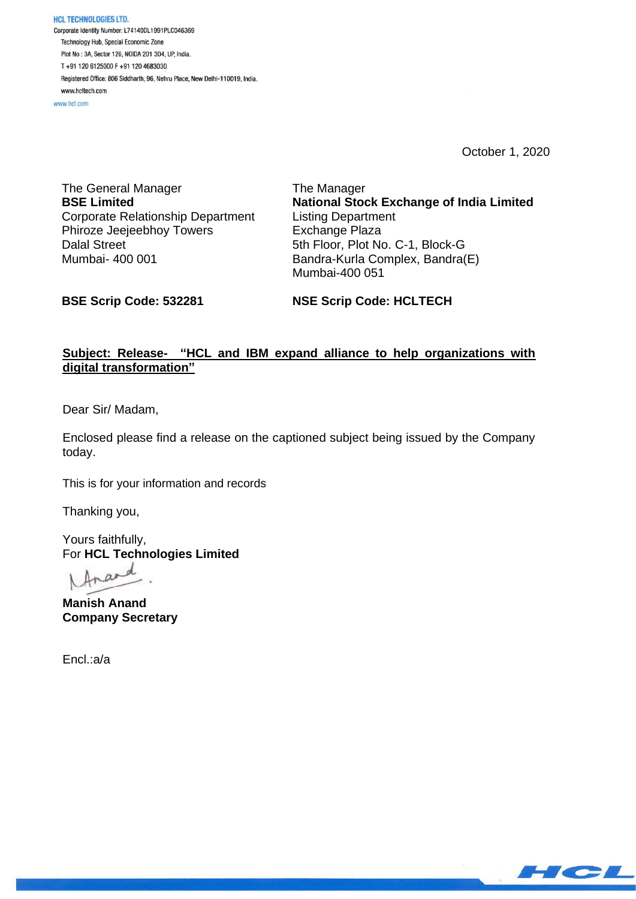**HCL TECHNOLOGIES LTD.**
Corporate Identity Number: L74140DL1991PLC046369
Technology Hub, Special Economic Zone
Plot No : 3A, Sector 126, NOIDA 201 304, UP, India.
T +91 120 6125000 F +91 120 4683030
Registered Office: 806 Siddharth, 96, Nehru Place, New Delhi-110019, India.
www.hcltech.com
www.hcl.com

October 1, 2020

The General Manager
**BSE Limited**
Corporate Relationship Department
Phiroze Jeejeebhoy Towers
Dalal Street
Mumbai- 400 001

The Manager
**National Stock Exchange of India Limited**
Listing Department
Exchange Plaza
5th Floor, Plot No. C-1, Block-G
Bandra-Kurla Complex, Bandra(E)
Mumbai-400 051

**BSE Scrip Code: 532281**

**NSE Scrip Code: HCLTECH**

**Subject: Release- "HCL and IBM expand alliance to help organizations with digital transformation"**

Dear Sir/ Madam,

Enclosed please find a release on the captioned subject being issued by the Company today.

This is for your information and records

Thanking you,

Yours faithfully,
For **HCL Technologies Limited**

**Manish Anand**
**Company Secretary**

Encl.:a/a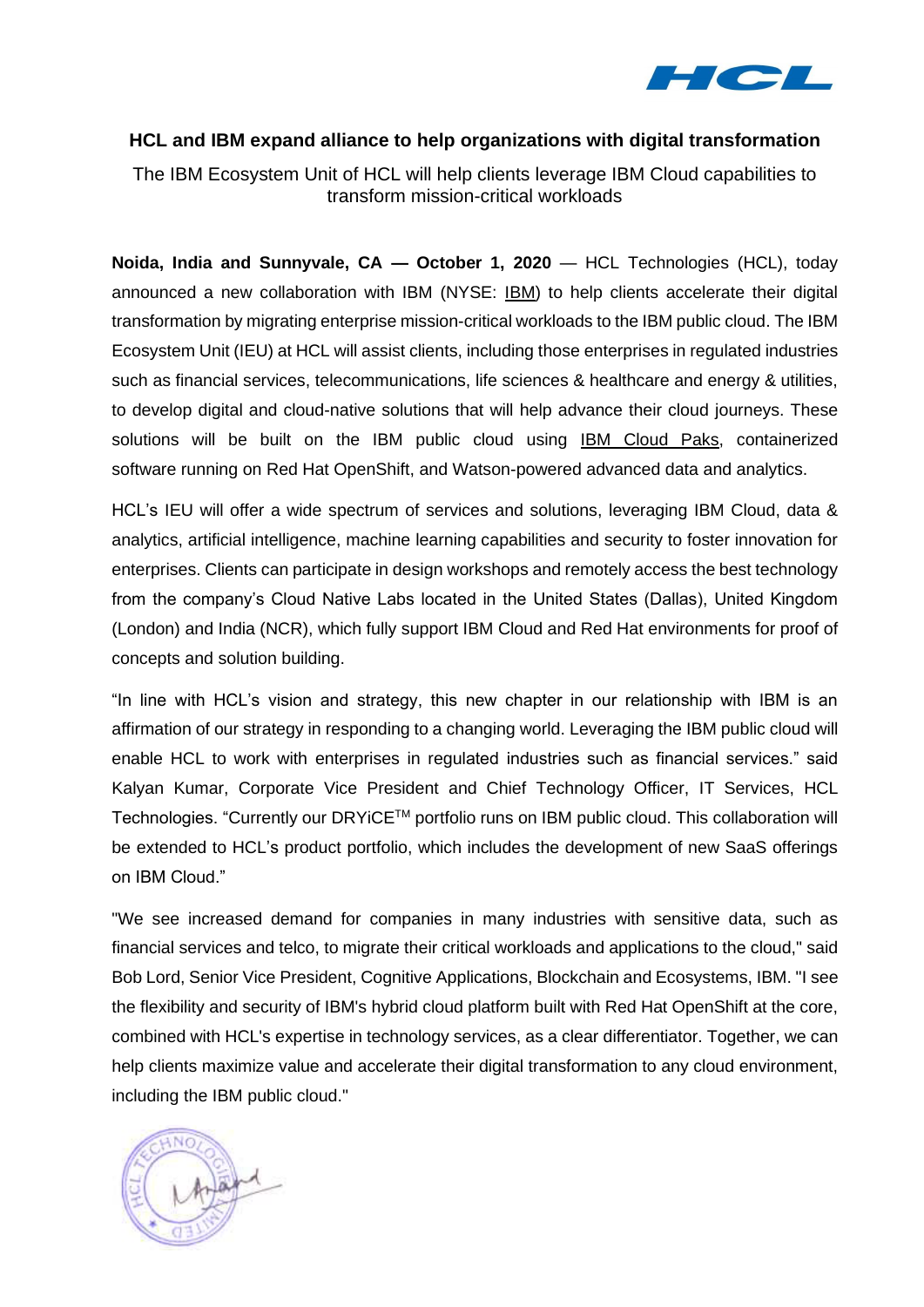## HCL and IBM expand alliance to help organizations with digital transformation

The IBM Ecosystem Unit of HCL will help clients leverage IBM Cloud capabilities to transform mission-critical workloads

**Noida, India and Sunnyvale, CA — October 1, 2020** — HCL Technologies (HCL), today announced a new collaboration with IBM (NYSE: IBM) to help clients accelerate their digital transformation by migrating enterprise mission-critical workloads to the IBM public cloud. The IBM Ecosystem Unit (IEU) at HCL will assist clients, including those enterprises in regulated industries such as financial services, telecommunications, life sciences & healthcare and energy & utilities, to develop digital and cloud-native solutions that will help advance their cloud journeys. These solutions will be built on the IBM public cloud using IBM Cloud Paks, containerized software running on Red Hat OpenShift, and Watson-powered advanced data and analytics.

HCL's IEU will offer a wide spectrum of services and solutions, leveraging IBM Cloud, data & analytics, artificial intelligence, machine learning capabilities and security to foster innovation for enterprises. Clients can participate in design workshops and remotely access the best technology from the company's Cloud Native Labs located in the United States (Dallas), United Kingdom (London) and India (NCR), which fully support IBM Cloud and Red Hat environments for proof of concepts and solution building.

"In line with HCL's vision and strategy, this new chapter in our relationship with IBM is an affirmation of our strategy in responding to a changing world. Leveraging the IBM public cloud will enable HCL to work with enterprises in regulated industries such as financial services." said Kalyan Kumar, Corporate Vice President and Chief Technology Officer, IT Services, HCL Technologies. "Currently our DRYiCE™ portfolio runs on IBM public cloud. This collaboration will be extended to HCL's product portfolio, which includes the development of new SaaS offerings on IBM Cloud."

"We see increased demand for companies in many industries with sensitive data, such as financial services and telco, to migrate their critical workloads and applications to the cloud," said Bob Lord, Senior Vice President, Cognitive Applications, Blockchain and Ecosystems, IBM. "I see the flexibility and security of IBM's hybrid cloud platform built with Red Hat OpenShift at the core, combined with HCL's expertise in technology services, as a clear differentiator. Together, we can help clients maximize value and accelerate their digital transformation to any cloud environment, including the IBM public cloud."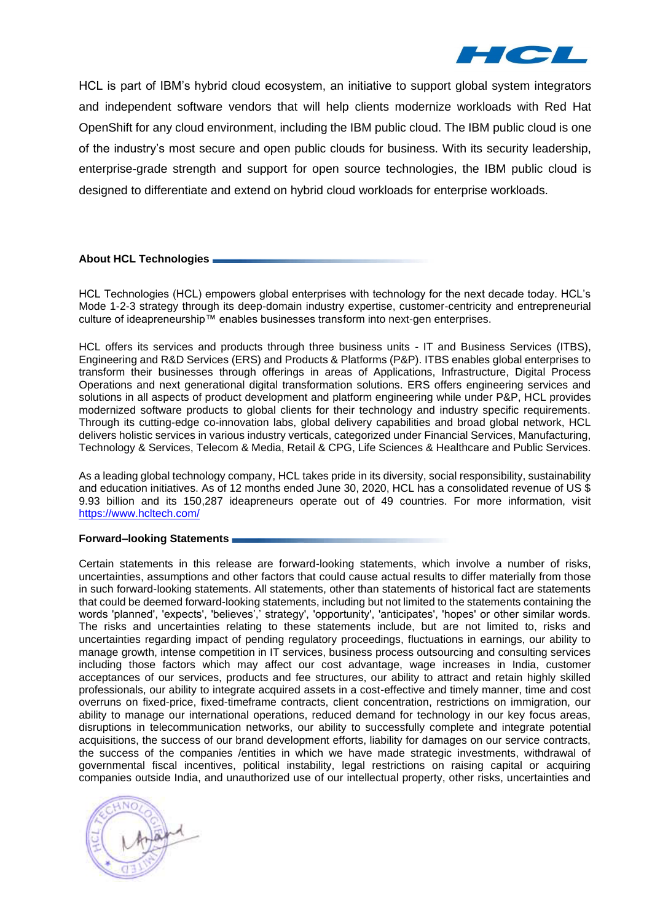HCL is part of IBM's hybrid cloud ecosystem, an initiative to support global system integrators and independent software vendors that will help clients modernize workloads with Red Hat OpenShift for any cloud environment, including the IBM public cloud. The IBM public cloud is one of the industry's most secure and open public clouds for business. With its security leadership, enterprise-grade strength and support for open source technologies, the IBM public cloud is designed to differentiate and extend on hybrid cloud workloads for enterprise workloads.

**About HCL Technologies**

HCL Technologies (HCL) empowers global enterprises with technology for the next decade today. HCL's Mode 1-2-3 strategy through its deep-domain industry expertise, customer-centricity and entrepreneurial culture of ideapreneurship™ enables businesses transform into next-gen enterprises.

HCL offers its services and products through three business units - IT and Business Services (ITBS), Engineering and R&D Services (ERS) and Products & Platforms (P&P). ITBS enables global enterprises to transform their businesses through offerings in areas of Applications, Infrastructure, Digital Process Operations and next generational digital transformation solutions. ERS offers engineering services and solutions in all aspects of product development and platform engineering while under P&P, HCL provides modernized software products to global clients for their technology and industry specific requirements. Through its cutting-edge co-innovation labs, global delivery capabilities and broad global network, HCL delivers holistic services in various industry verticals, categorized under Financial Services, Manufacturing, Technology & Services, Telecom & Media, Retail & CPG, Life Sciences & Healthcare and Public Services.

As a leading global technology company, HCL takes pride in its diversity, social responsibility, sustainability and education initiatives. As of 12 months ended June 30, 2020, HCL has a consolidated revenue of US $ 9.93 billion and its 150,287 ideapreneurs operate out of 49 countries. For more information, visit https://www.hcltech.com/

**Forward–looking Statements**

Certain statements in this release are forward-looking statements, which involve a number of risks, uncertainties, assumptions and other factors that could cause actual results to differ materially from those in such forward-looking statements. All statements, other than statements of historical fact are statements that could be deemed forward-looking statements, including but not limited to the statements containing the words 'planned', 'expects', 'believes',' strategy', 'opportunity', 'anticipates', 'hopes' or other similar words. The risks and uncertainties relating to these statements include, but are not limited to, risks and uncertainties regarding impact of pending regulatory proceedings, fluctuations in earnings, our ability to manage growth, intense competition in IT services, business process outsourcing and consulting services including those factors which may affect our cost advantage, wage increases in India, customer acceptances of our services, products and fee structures, our ability to attract and retain highly skilled professionals, our ability to integrate acquired assets in a cost-effective and timely manner, time and cost overruns on fixed-price, fixed-timeframe contracts, client concentration, restrictions on immigration, our ability to manage our international operations, reduced demand for technology in our key focus areas, disruptions in telecommunication networks, our ability to successfully complete and integrate potential acquisitions, the success of our brand development efforts, liability for damages on our service contracts, the success of the companies /entities in which we have made strategic investments, withdrawal of governmental fiscal incentives, political instability, legal restrictions on raising capital or acquiring companies outside India, and unauthorized use of our intellectual property, other risks, uncertainties and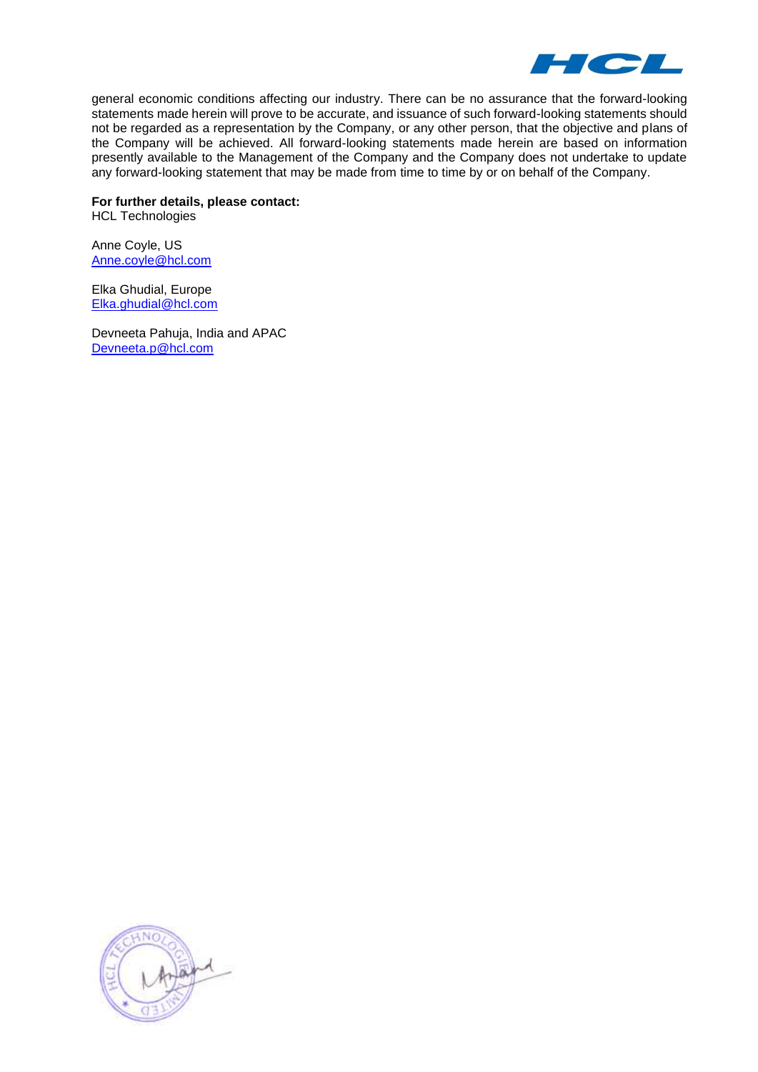general economic conditions affecting our industry. There can be no assurance that the forward-looking statements made herein will prove to be accurate, and issuance of such forward-looking statements should not be regarded as a representation by the Company, or any other person, that the objective and plans of the Company will be achieved. All forward-looking statements made herein are based on information presently available to the Management of the Company and the Company does not undertake to update any forward-looking statement that may be made from time to time by or on behalf of the Company.

**For further details, please contact:**
HCL Technologies

Anne Coyle, US
Anne.coyle@hcl.com

Elka Ghudial, Europe
Elka.ghudial@hcl.com

Devneeta Pahuja, India and APAC
Devneeta.p@hcl.com